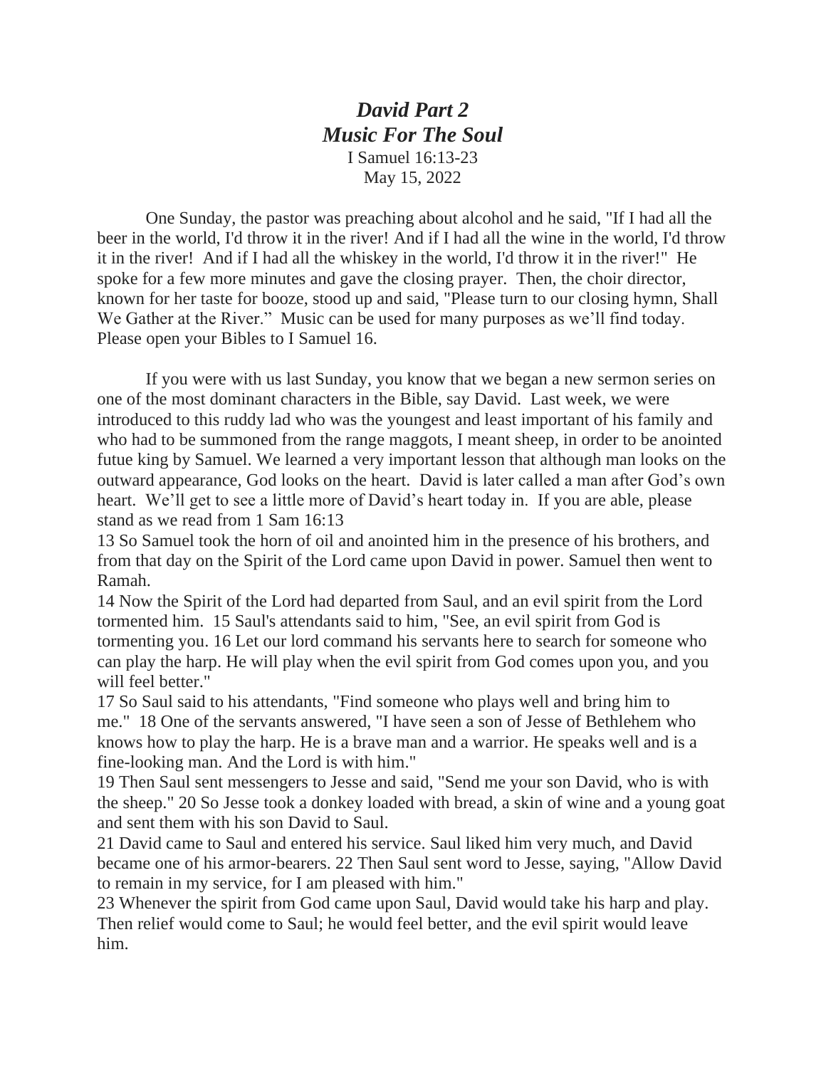# *David Part 2*
# *Music For The Soul*

I Samuel 16:13-23
May 15, 2022

One Sunday, the pastor was preaching about alcohol and he said, "If I had all the beer in the world, I'd throw it in the river! And if I had all the wine in the world, I'd throw it in the river! And if I had all the whiskey in the world, I'd throw it in the river!" He spoke for a few more minutes and gave the closing prayer. Then, the choir director, known for her taste for booze, stood up and said, "Please turn to our closing hymn, Shall We Gather at the River." Music can be used for many purposes as we'll find today. Please open your Bibles to I Samuel 16.

If you were with us last Sunday, you know that we began a new sermon series on one of the most dominant characters in the Bible, say David. Last week, we were introduced to this ruddy lad who was the youngest and least important of his family and who had to be summoned from the range maggots, I meant sheep, in order to be anointed futue king by Samuel. We learned a very important lesson that although man looks on the outward appearance, God looks on the heart. David is later called a man after God's own heart. We'll get to see a little more of David's heart today in. If you are able, please stand as we read from 1 Sam 16:13

13 So Samuel took the horn of oil and anointed him in the presence of his brothers, and from that day on the Spirit of the Lord came upon David in power. Samuel then went to Ramah.

14 Now the Spirit of the Lord had departed from Saul, and an evil spirit from the Lord tormented him. 15 Saul's attendants said to him, "See, an evil spirit from God is tormenting you. 16 Let our lord command his servants here to search for someone who can play the harp. He will play when the evil spirit from God comes upon you, and you will feel better."

17 So Saul said to his attendants, "Find someone who plays well and bring him to me." 18 One of the servants answered, "I have seen a son of Jesse of Bethlehem who knows how to play the harp. He is a brave man and a warrior. He speaks well and is a fine-looking man. And the Lord is with him."

19 Then Saul sent messengers to Jesse and said, "Send me your son David, who is with the sheep." 20 So Jesse took a donkey loaded with bread, a skin of wine and a young goat and sent them with his son David to Saul.

21 David came to Saul and entered his service. Saul liked him very much, and David became one of his armor-bearers. 22 Then Saul sent word to Jesse, saying, "Allow David to remain in my service, for I am pleased with him."

23 Whenever the spirit from God came upon Saul, David would take his harp and play. Then relief would come to Saul; he would feel better, and the evil spirit would leave him.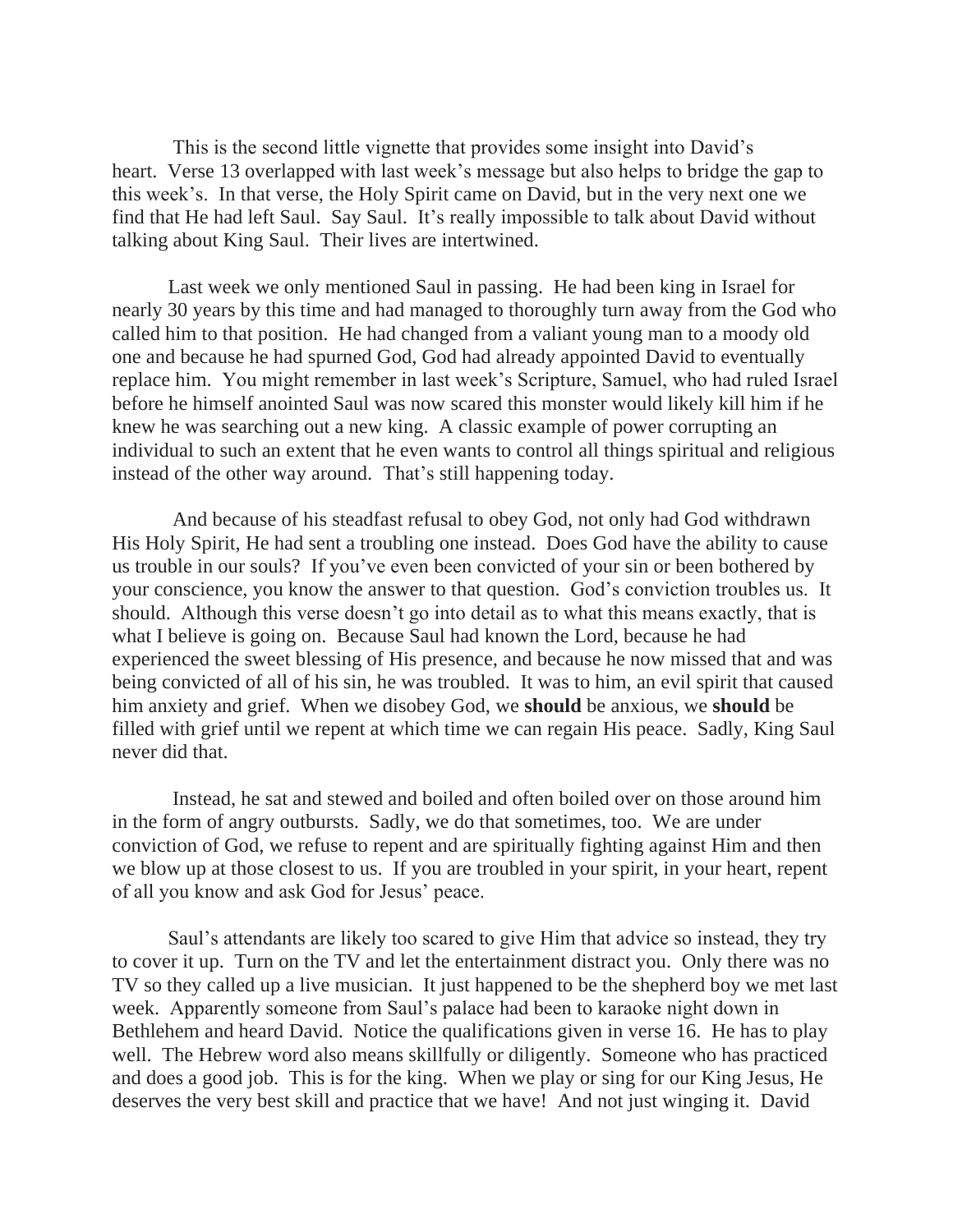This is the second little vignette that provides some insight into David's heart. Verse 13 overlapped with last week's message but also helps to bridge the gap to this week's. In that verse, the Holy Spirit came on David, but in the very next one we find that He had left Saul. Say Saul. It's really impossible to talk about David without talking about King Saul. Their lives are intertwined.

Last week we only mentioned Saul in passing. He had been king in Israel for nearly 30 years by this time and had managed to thoroughly turn away from the God who called him to that position. He had changed from a valiant young man to a moody old one and because he had spurned God, God had already appointed David to eventually replace him. You might remember in last week's Scripture, Samuel, who had ruled Israel before he himself anointed Saul was now scared this monster would likely kill him if he knew he was searching out a new king. A classic example of power corrupting an individual to such an extent that he even wants to control all things spiritual and religious instead of the other way around. That's still happening today.

And because of his steadfast refusal to obey God, not only had God withdrawn His Holy Spirit, He had sent a troubling one instead. Does God have the ability to cause us trouble in our souls? If you've even been convicted of your sin or been bothered by your conscience, you know the answer to that question. God's conviction troubles us. It should. Although this verse doesn't go into detail as to what this means exactly, that is what I believe is going on. Because Saul had known the Lord, because he had experienced the sweet blessing of His presence, and because he now missed that and was being convicted of all of his sin, he was troubled. It was to him, an evil spirit that caused him anxiety and grief. When we disobey God, we **should** be anxious, we **should** be filled with grief until we repent at which time we can regain His peace. Sadly, King Saul never did that.

Instead, he sat and stewed and boiled and often boiled over on those around him in the form of angry outbursts. Sadly, we do that sometimes, too. We are under conviction of God, we refuse to repent and are spiritually fighting against Him and then we blow up at those closest to us. If you are troubled in your spirit, in your heart, repent of all you know and ask God for Jesus' peace.

Saul's attendants are likely too scared to give Him that advice so instead, they try to cover it up. Turn on the TV and let the entertainment distract you. Only there was no TV so they called up a live musician. It just happened to be the shepherd boy we met last week. Apparently someone from Saul's palace had been to karaoke night down in Bethlehem and heard David. Notice the qualifications given in verse 16. He has to play well. The Hebrew word also means skillfully or diligently. Someone who has practiced and does a good job. This is for the king. When we play or sing for our King Jesus, He deserves the very best skill and practice that we have! And not just winging it. David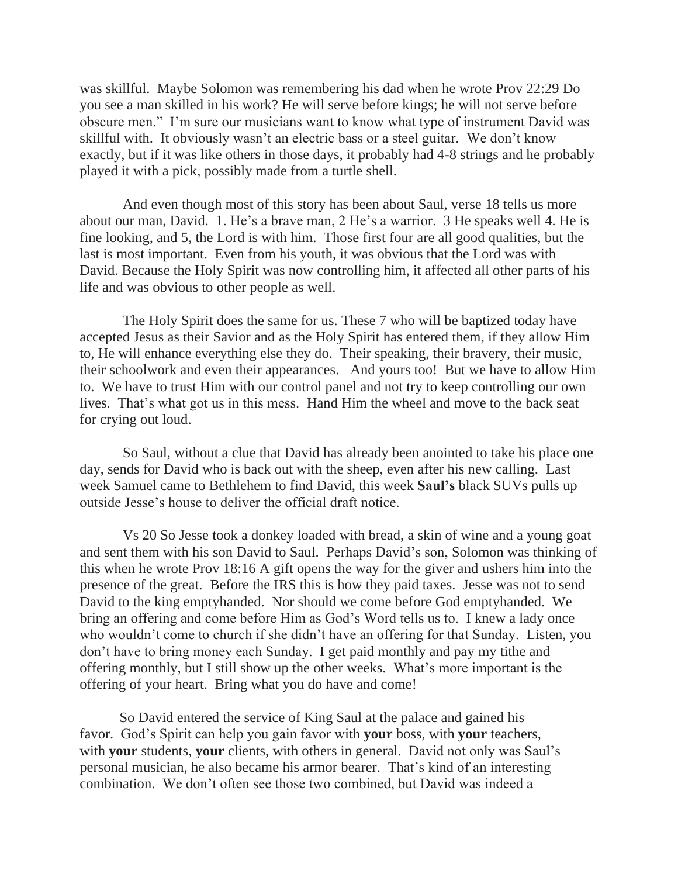was skillful. Maybe Solomon was remembering his dad when he wrote Prov 22:29 Do you see a man skilled in his work? He will serve before kings; he will not serve before obscure men." I'm sure our musicians want to know what type of instrument David was skillful with. It obviously wasn't an electric bass or a steel guitar. We don't know exactly, but if it was like others in those days, it probably had 4-8 strings and he probably played it with a pick, possibly made from a turtle shell.

And even though most of this story has been about Saul, verse 18 tells us more about our man, David. 1. He's a brave man, 2 He's a warrior. 3 He speaks well 4. He is fine looking, and 5, the Lord is with him. Those first four are all good qualities, but the last is most important. Even from his youth, it was obvious that the Lord was with David. Because the Holy Spirit was now controlling him, it affected all other parts of his life and was obvious to other people as well.

The Holy Spirit does the same for us. These 7 who will be baptized today have accepted Jesus as their Savior and as the Holy Spirit has entered them, if they allow Him to, He will enhance everything else they do. Their speaking, their bravery, their music, their schoolwork and even their appearances. And yours too! But we have to allow Him to. We have to trust Him with our control panel and not try to keep controlling our own lives. That's what got us in this mess. Hand Him the wheel and move to the back seat for crying out loud.

So Saul, without a clue that David has already been anointed to take his place one day, sends for David who is back out with the sheep, even after his new calling. Last week Samuel came to Bethlehem to find David, this week **Saul's** black SUVs pulls up outside Jesse's house to deliver the official draft notice.

Vs 20 So Jesse took a donkey loaded with bread, a skin of wine and a young goat and sent them with his son David to Saul. Perhaps David's son, Solomon was thinking of this when he wrote Prov 18:16 A gift opens the way for the giver and ushers him into the presence of the great. Before the IRS this is how they paid taxes. Jesse was not to send David to the king emptyhanded. Nor should we come before God emptyhanded. We bring an offering and come before Him as God's Word tells us to. I knew a lady once who wouldn't come to church if she didn't have an offering for that Sunday. Listen, you don't have to bring money each Sunday. I get paid monthly and pay my tithe and offering monthly, but I still show up the other weeks. What's more important is the offering of your heart. Bring what you do have and come!

So David entered the service of King Saul at the palace and gained his favor. God's Spirit can help you gain favor with **your** boss, with **your** teachers, with **your** students, **your** clients, with others in general. David not only was Saul's personal musician, he also became his armor bearer. That's kind of an interesting combination. We don't often see those two combined, but David was indeed a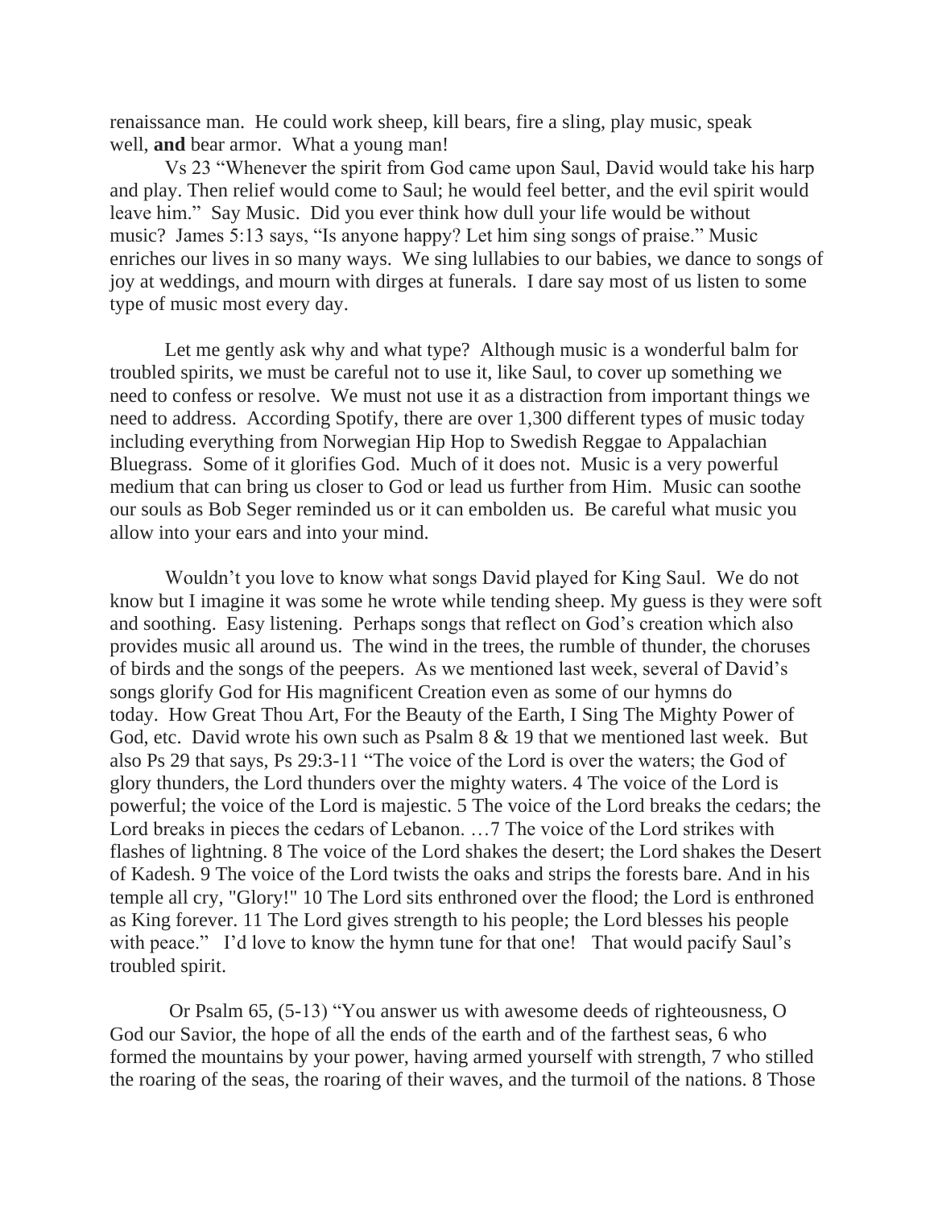renaissance man. He could work sheep, kill bears, fire a sling, play music, speak well, **and** bear armor. What a young man!

Vs 23 "Whenever the spirit from God came upon Saul, David would take his harp and play. Then relief would come to Saul; he would feel better, and the evil spirit would leave him." Say Music. Did you ever think how dull your life would be without music? James 5:13 says, "Is anyone happy? Let him sing songs of praise." Music enriches our lives in so many ways. We sing lullabies to our babies, we dance to songs of joy at weddings, and mourn with dirges at funerals. I dare say most of us listen to some type of music most every day.

Let me gently ask why and what type? Although music is a wonderful balm for troubled spirits, we must be careful not to use it, like Saul, to cover up something we need to confess or resolve. We must not use it as a distraction from important things we need to address. According Spotify, there are over 1,300 different types of music today including everything from Norwegian Hip Hop to Swedish Reggae to Appalachian Bluegrass. Some of it glorifies God. Much of it does not. Music is a very powerful medium that can bring us closer to God or lead us further from Him. Music can soothe our souls as Bob Seger reminded us or it can embolden us. Be careful what music you allow into your ears and into your mind.

Wouldn't you love to know what songs David played for King Saul. We do not know but I imagine it was some he wrote while tending sheep. My guess is they were soft and soothing. Easy listening. Perhaps songs that reflect on God's creation which also provides music all around us. The wind in the trees, the rumble of thunder, the choruses of birds and the songs of the peepers. As we mentioned last week, several of David's songs glorify God for His magnificent Creation even as some of our hymns do today. How Great Thou Art, For the Beauty of the Earth, I Sing The Mighty Power of God, etc. David wrote his own such as Psalm 8 & 19 that we mentioned last week. But also Ps 29 that says, Ps 29:3-11 "The voice of the Lord is over the waters; the God of glory thunders, the Lord thunders over the mighty waters. 4 The voice of the Lord is powerful; the voice of the Lord is majestic. 5 The voice of the Lord breaks the cedars; the Lord breaks in pieces the cedars of Lebanon. …7 The voice of the Lord strikes with flashes of lightning. 8 The voice of the Lord shakes the desert; the Lord shakes the Desert of Kadesh. 9 The voice of the Lord twists the oaks and strips the forests bare. And in his temple all cry, "Glory!" 10 The Lord sits enthroned over the flood; the Lord is enthroned as King forever. 11 The Lord gives strength to his people; the Lord blesses his people with peace." I'd love to know the hymn tune for that one! That would pacify Saul's troubled spirit.

Or Psalm 65, (5-13) "You answer us with awesome deeds of righteousness, O God our Savior, the hope of all the ends of the earth and of the farthest seas, 6 who formed the mountains by your power, having armed yourself with strength, 7 who stilled the roaring of the seas, the roaring of their waves, and the turmoil of the nations. 8 Those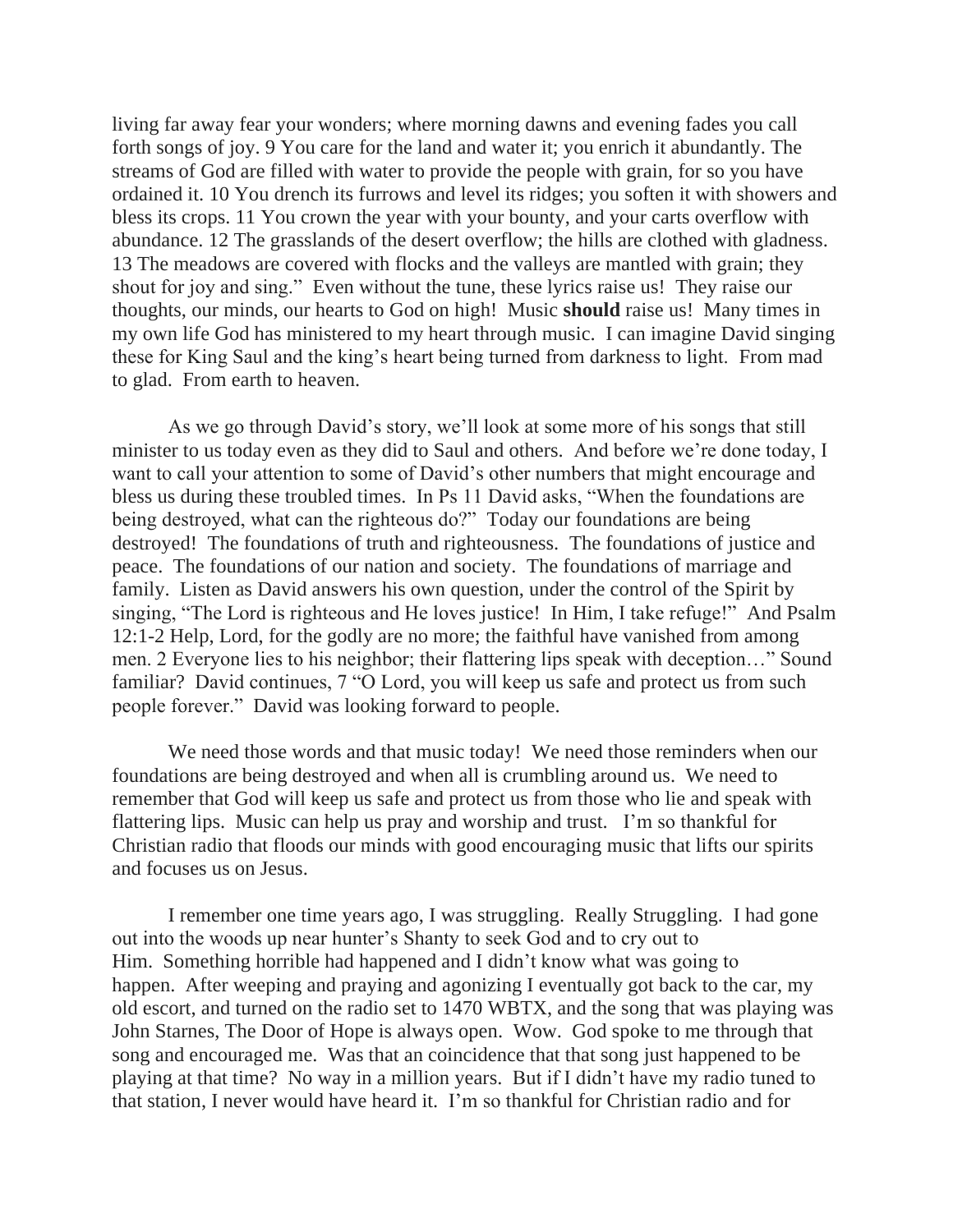living far away fear your wonders; where morning dawns and evening fades you call forth songs of joy. 9 You care for the land and water it; you enrich it abundantly. The streams of God are filled with water to provide the people with grain, for so you have ordained it. 10 You drench its furrows and level its ridges; you soften it with showers and bless its crops. 11 You crown the year with your bounty, and your carts overflow with abundance. 12 The grasslands of the desert overflow; the hills are clothed with gladness. 13 The meadows are covered with flocks and the valleys are mantled with grain; they shout for joy and sing." Even without the tune, these lyrics raise us! They raise our thoughts, our minds, our hearts to God on high! Music **should** raise us! Many times in my own life God has ministered to my heart through music. I can imagine David singing these for King Saul and the king's heart being turned from darkness to light. From mad to glad. From earth to heaven.

As we go through David's story, we'll look at some more of his songs that still minister to us today even as they did to Saul and others. And before we're done today, I want to call your attention to some of David's other numbers that might encourage and bless us during these troubled times. In Ps 11 David asks, "When the foundations are being destroyed, what can the righteous do?" Today our foundations are being destroyed! The foundations of truth and righteousness. The foundations of justice and peace. The foundations of our nation and society. The foundations of marriage and family. Listen as David answers his own question, under the control of the Spirit by singing, "The Lord is righteous and He loves justice! In Him, I take refuge!" And Psalm 12:1-2 Help, Lord, for the godly are no more; the faithful have vanished from among men. 2 Everyone lies to his neighbor; their flattering lips speak with deception…" Sound familiar? David continues, 7 "O Lord, you will keep us safe and protect us from such people forever." David was looking forward to people.

We need those words and that music today! We need those reminders when our foundations are being destroyed and when all is crumbling around us. We need to remember that God will keep us safe and protect us from those who lie and speak with flattering lips. Music can help us pray and worship and trust. I'm so thankful for Christian radio that floods our minds with good encouraging music that lifts our spirits and focuses us on Jesus.

I remember one time years ago, I was struggling. Really Struggling. I had gone out into the woods up near hunter's Shanty to seek God and to cry out to Him. Something horrible had happened and I didn't know what was going to happen. After weeping and praying and agonizing I eventually got back to the car, my old escort, and turned on the radio set to 1470 WBTX, and the song that was playing was John Starnes, The Door of Hope is always open. Wow. God spoke to me through that song and encouraged me. Was that an coincidence that that song just happened to be playing at that time? No way in a million years. But if I didn't have my radio tuned to that station, I never would have heard it. I'm so thankful for Christian radio and for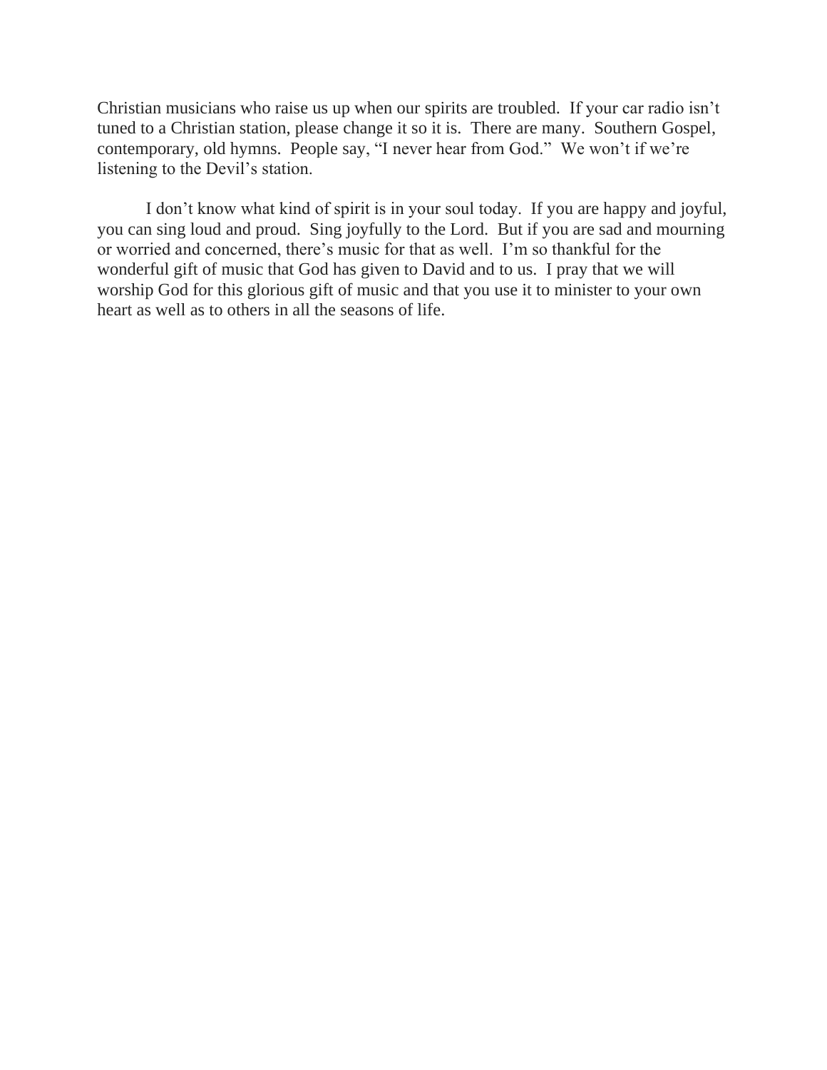Christian musicians who raise us up when our spirits are troubled. If your car radio isn't tuned to a Christian station, please change it so it is. There are many. Southern Gospel, contemporary, old hymns. People say, "I never hear from God." We won't if we're listening to the Devil's station.

I don't know what kind of spirit is in your soul today. If you are happy and joyful, you can sing loud and proud. Sing joyfully to the Lord. But if you are sad and mourning or worried and concerned, there's music for that as well. I'm so thankful for the wonderful gift of music that God has given to David and to us. I pray that we will worship God for this glorious gift of music and that you use it to minister to your own heart as well as to others in all the seasons of life.